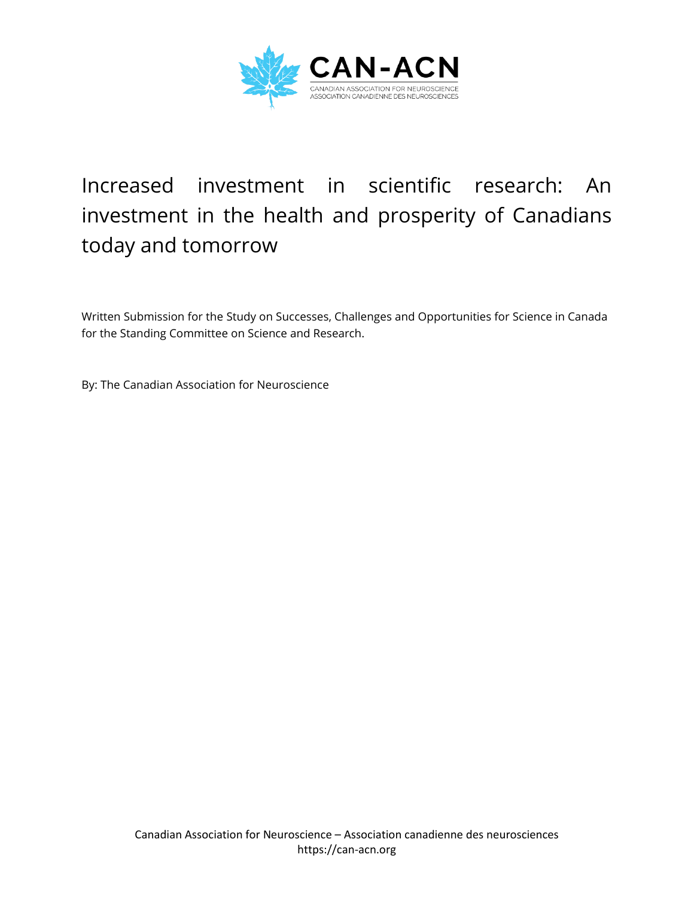CAN-ACN

CANADIAN ASSOCIATION FOR NEUROSCIENCE
ASSOCIATION CANADIENNE DES NEUROSCIENCES

# Increased investment in scientific research: An investment in the health and prosperity of Canadians today and tomorrow

Written Submission for the Study on Successes, Challenges and Opportunities for Science in Canada for the Standing Committee on Science and Research.

By: The Canadian Association for Neuroscience

Canadian Association for Neuroscience – Association canadienne des neurosciences
https://can-acn.org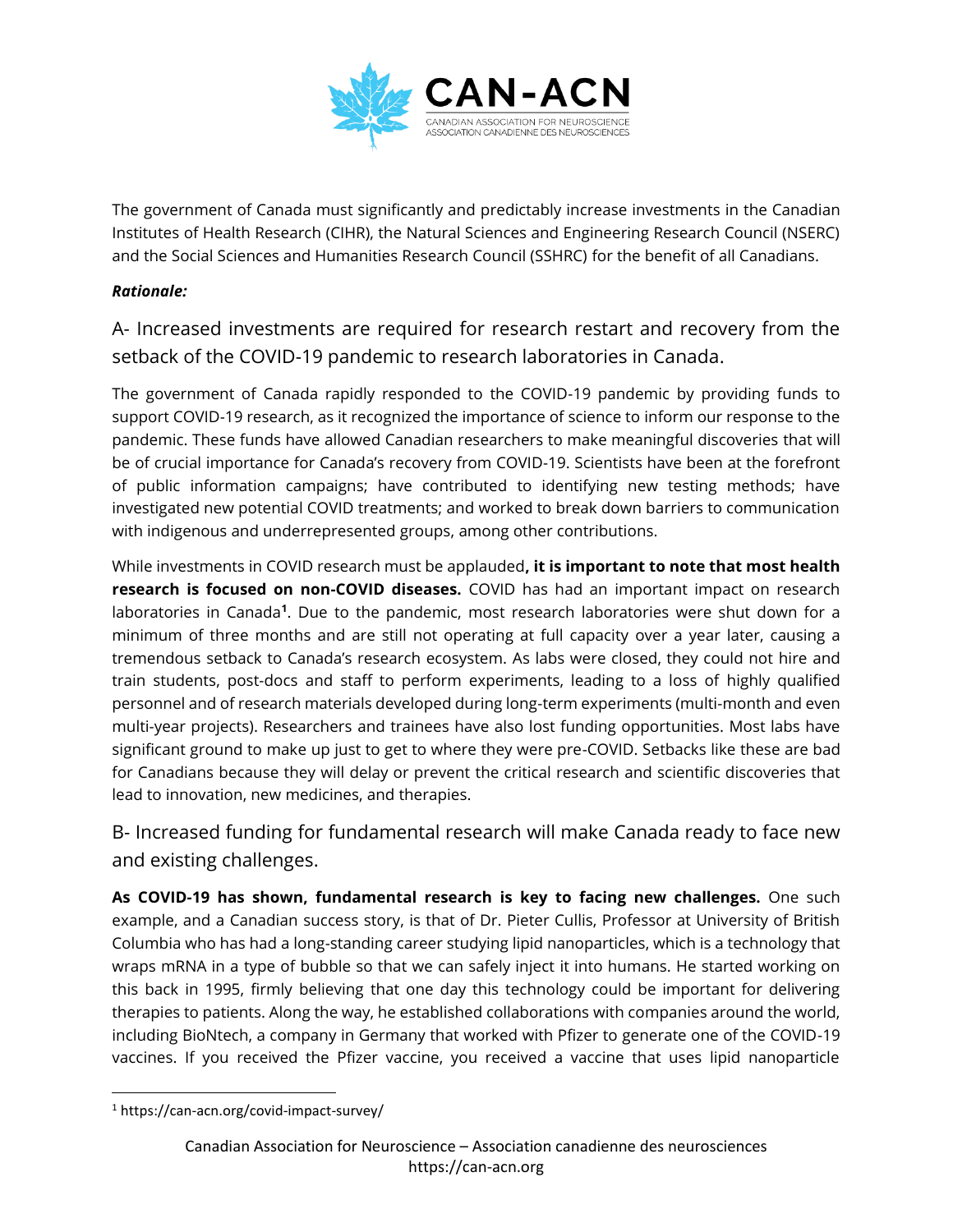The government of Canada must significantly and predictably increase investments in the Canadian Institutes of Health Research (CIHR), the Natural Sciences and Engineering Research Council (NSERC) and the Social Sciences and Humanities Research Council (SSHRC) for the benefit of all Canadians.

***Rationale:***

## A- Increased investments are required for research restart and recovery from the setback of the COVID-19 pandemic to research laboratories in Canada.

The government of Canada rapidly responded to the COVID-19 pandemic by providing funds to support COVID-19 research, as it recognized the importance of science to inform our response to the pandemic. These funds have allowed Canadian researchers to make meaningful discoveries that will be of crucial importance for Canada's recovery from COVID-19. Scientists have been at the forefront of public information campaigns; have contributed to identifying new testing methods; have investigated new potential COVID treatments; and worked to break down barriers to communication with indigenous and underrepresented groups, among other contributions.

While investments in COVID research must be applauded**, it is important to note that most health research is focused on non-COVID diseases.** COVID has had an important impact on research laboratories in Canada[1]. Due to the pandemic, most research laboratories were shut down for a minimum of three months and are still not operating at full capacity over a year later, causing a tremendous setback to Canada's research ecosystem. As labs were closed, they could not hire and train students, post-docs and staff to perform experiments, leading to a loss of highly qualified personnel and of research materials developed during long-term experiments (multi-month and even multi-year projects). Researchers and trainees have also lost funding opportunities. Most labs have significant ground to make up just to get to where they were pre-COVID. Setbacks like these are bad for Canadians because they will delay or prevent the critical research and scientific discoveries that lead to innovation, new medicines, and therapies.

## B- Increased funding for fundamental research will make Canada ready to face new and existing challenges.

**As COVID-19 has shown, fundamental research is key to facing new challenges.** One such example, and a Canadian success story, is that of Dr. Pieter Cullis, Professor at University of British Columbia who has had a long-standing career studying lipid nanoparticles, which is a technology that wraps mRNA in a type of bubble so that we can safely inject it into humans. He started working on this back in 1995, firmly believing that one day this technology could be important for delivering therapies to patients. Along the way, he established collaborations with companies around the world, including BioNtech, a company in Germany that worked with Pfizer to generate one of the COVID-19 vaccines. If you received the Pfizer vaccine, you received a vaccine that uses lipid nanoparticle

[1] https://can-acn.org/covid-impact-survey/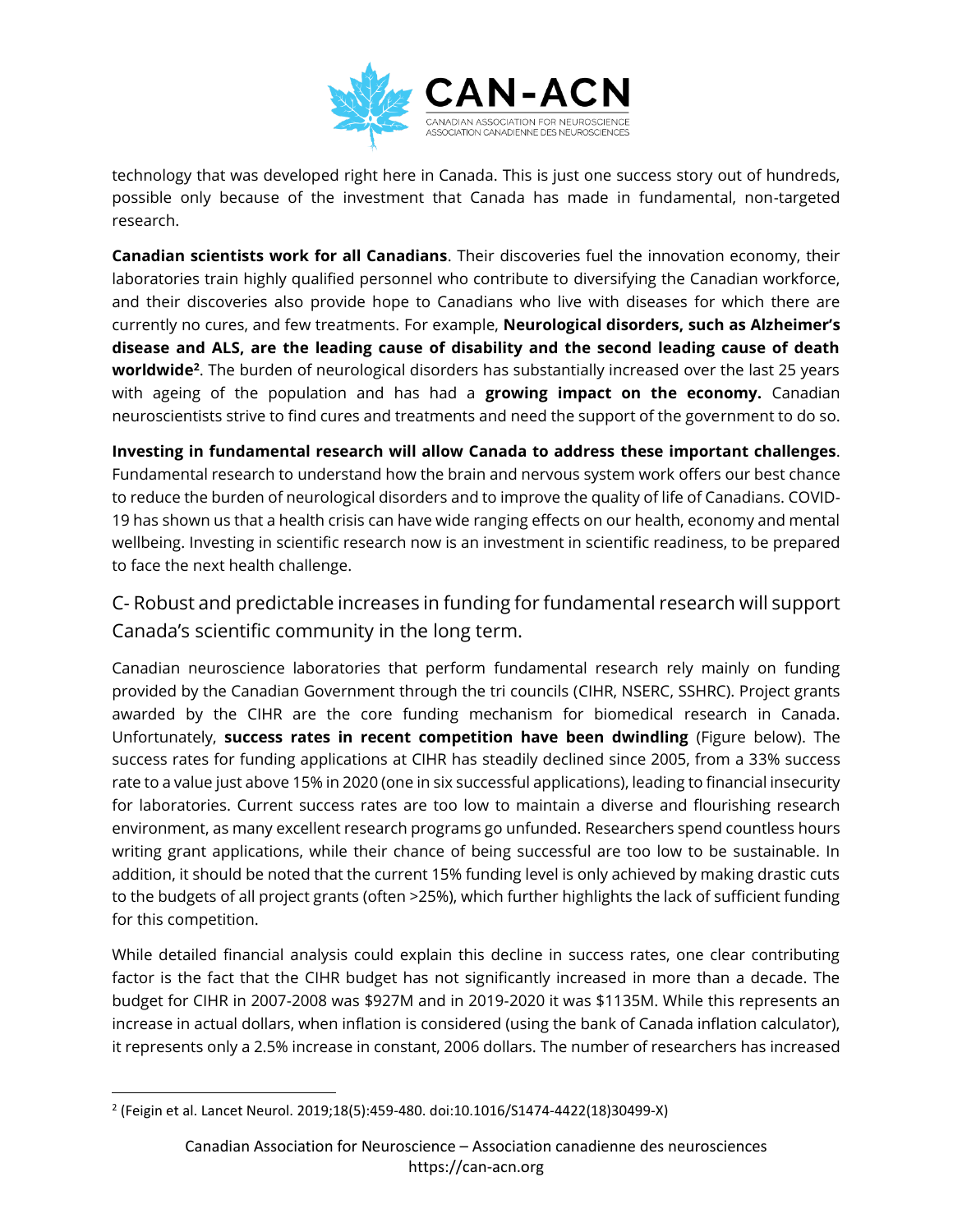technology that was developed right here in Canada. This is just one success story out of hundreds, possible only because of the investment that Canada has made in fundamental, non-targeted research.

**Canadian scientists work for all Canadians**. Their discoveries fuel the innovation economy, their laboratories train highly qualified personnel who contribute to diversifying the Canadian workforce, and their discoveries also provide hope to Canadians who live with diseases for which there are currently no cures, and few treatments. For example, **Neurological disorders, such as Alzheimer's disease and ALS, are the leading cause of disability and the second leading cause of death worldwide[2]**. The burden of neurological disorders has substantially increased over the last 25 years with ageing of the population and has had a **growing impact on the economy.** Canadian neuroscientists strive to find cures and treatments and need the support of the government to do so.

**Investing in fundamental research will allow Canada to address these important challenges**. Fundamental research to understand how the brain and nervous system work offers our best chance to reduce the burden of neurological disorders and to improve the quality of life of Canadians. COVID-19 has shown us that a health crisis can have wide ranging effects on our health, economy and mental wellbeing. Investing in scientific research now is an investment in scientific readiness, to be prepared to face the next health challenge.

## C- Robust and predictable increases in funding for fundamental research will support Canada's scientific community in the long term.

Canadian neuroscience laboratories that perform fundamental research rely mainly on funding provided by the Canadian Government through the tri councils (CIHR, NSERC, SSHRC). Project grants awarded by the CIHR are the core funding mechanism for biomedical research in Canada. Unfortunately, **success rates in recent competition have been dwindling** (Figure below). The success rates for funding applications at CIHR has steadily declined since 2005, from a 33% success rate to a value just above 15% in 2020 (one in six successful applications), leading to financial insecurity for laboratories. Current success rates are too low to maintain a diverse and flourishing research environment, as many excellent research programs go unfunded. Researchers spend countless hours writing grant applications, while their chance of being successful are too low to be sustainable. In addition, it should be noted that the current 15% funding level is only achieved by making drastic cuts to the budgets of all project grants (often >25%), which further highlights the lack of sufficient funding for this competition.

While detailed financial analysis could explain this decline in success rates, one clear contributing factor is the fact that the CIHR budget has not significantly increased in more than a decade. The budget for CIHR in 2007-2008 was $927M and in 2019-2020 it was $1135M. While this represents an increase in actual dollars, when inflation is considered (using the bank of Canada inflation calculator), it represents only a 2.5% increase in constant, 2006 dollars. The number of researchers has increased

[2] (Feigin et al. Lancet Neurol. 2019;18(5):459-480. doi:10.1016/S1474-4422(18)30499-X)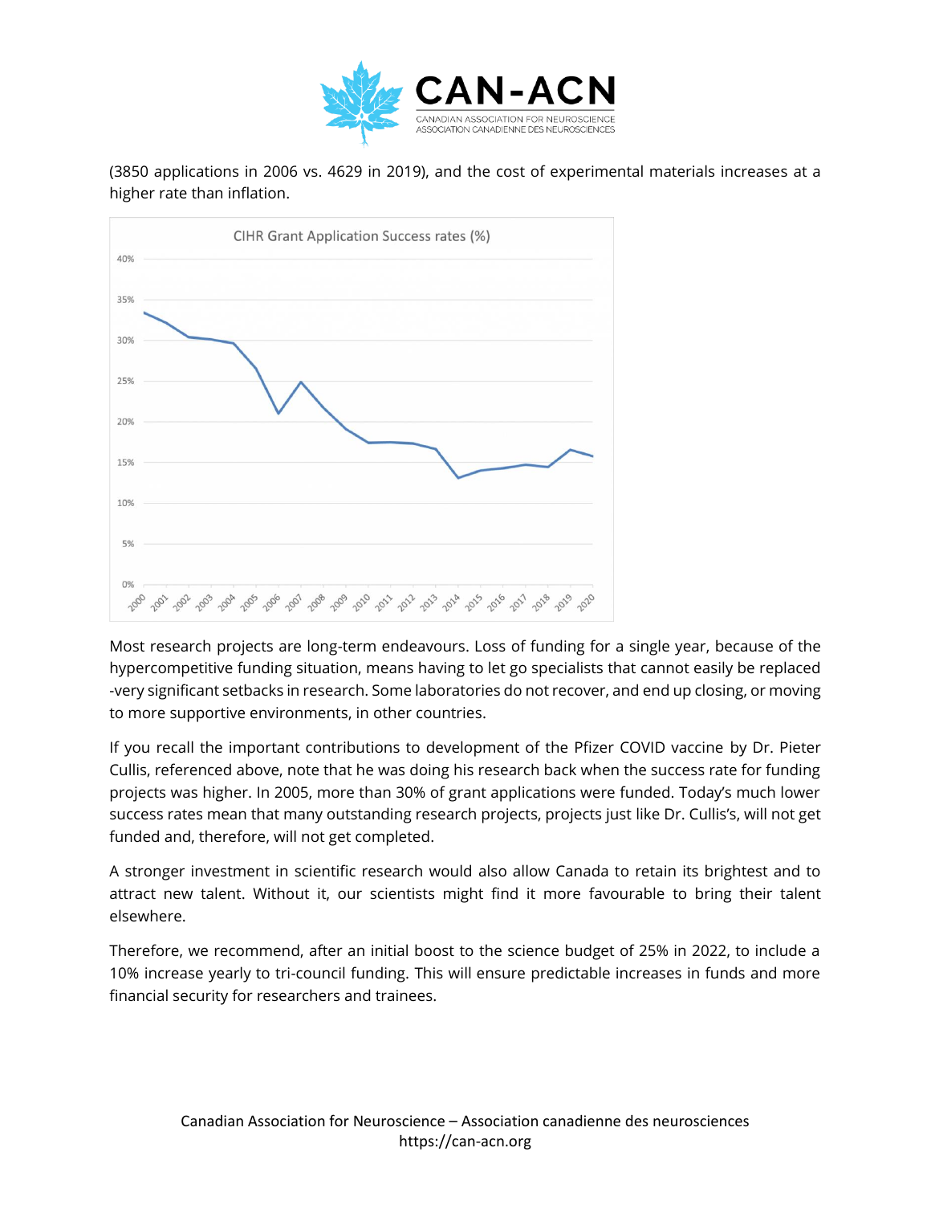(3850 applications in 2006 vs. 4629 in 2019), and the cost of experimental materials increases at a higher rate than inflation.

Most research projects are long-term endeavours. Loss of funding for a single year, because of the hypercompetitive funding situation, means having to let go specialists that cannot easily be replaced -very significant setbacks in research. Some laboratories do not recover, and end up closing, or moving to more supportive environments, in other countries.

If you recall the important contributions to development of the Pfizer COVID vaccine by Dr. Pieter Cullis, referenced above, note that he was doing his research back when the success rate for funding projects was higher. In 2005, more than 30% of grant applications were funded. Today's much lower success rates mean that many outstanding research projects, projects just like Dr. Cullis's, will not get funded and, therefore, will not get completed.

A stronger investment in scientific research would also allow Canada to retain its brightest and to attract new talent. Without it, our scientists might find it more favourable to bring their talent elsewhere.

Therefore, we recommend, after an initial boost to the science budget of 25% in 2022, to include a 10% increase yearly to tri-council funding. This will ensure predictable increases in funds and more financial security for researchers and trainees.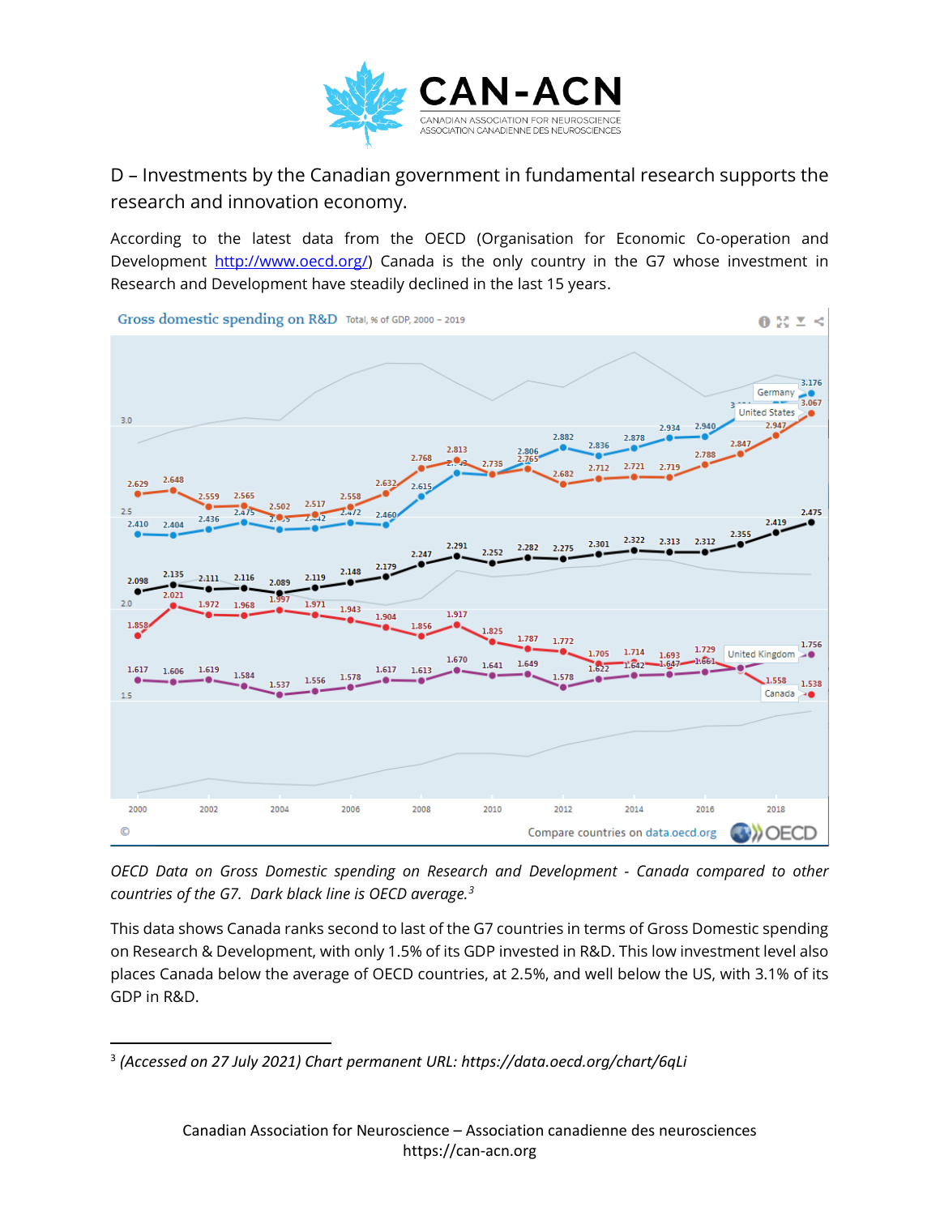D – Investments by the Canadian government in fundamental research supports the research and innovation economy.

According to the latest data from the OECD (Organisation for Economic Co-operation and Development http://www.oecd.org/) Canada is the only country in the G7 whose investment in Research and Development have steadily declined in the last 15 years.

*OECD Data on Gross Domestic spending on Research and Development - Canada compared to other countries of the G7. Dark black line is OECD average.*[3]

This data shows Canada ranks second to last of the G7 countries in terms of Gross Domestic spending on Research & Development, with only 1.5% of its GDP invested in R&D. This low investment level also places Canada below the average of OECD countries, at 2.5%, and well below the US, with 3.1% of its GDP in R&D.

---

[3] *(Accessed on 27 July 2021) Chart permanent URL: https://data.oecd.org/chart/6qLi*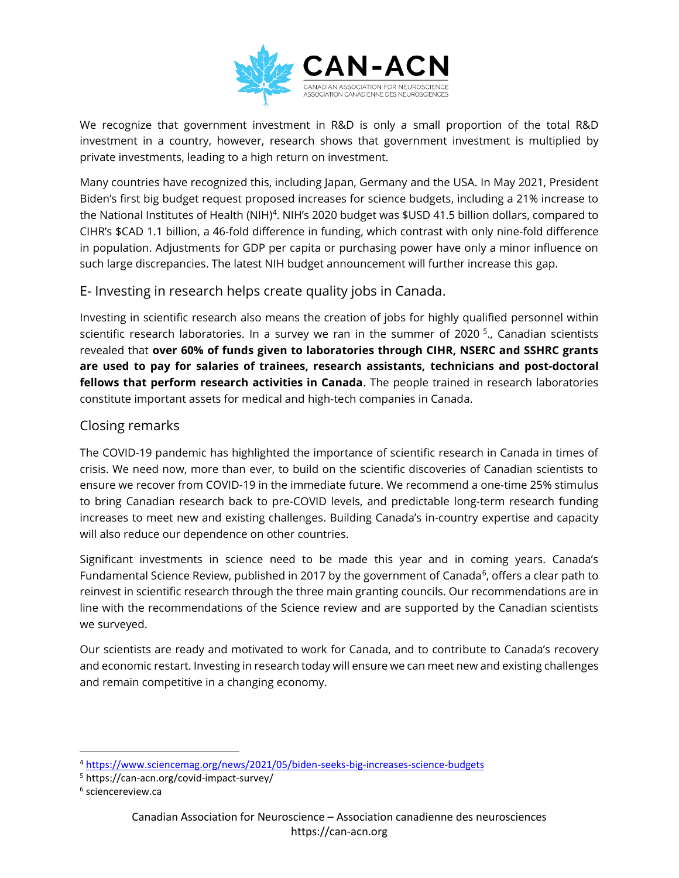We recognize that government investment in R&D is only a small proportion of the total R&D investment in a country, however, research shows that government investment is multiplied by private investments, leading to a high return on investment.

Many countries have recognized this, including Japan, Germany and the USA. In May 2021, President Biden's first big budget request proposed increases for science budgets, including a 21% increase to the National Institutes of Health (NIH)[4]. NIH's 2020 budget was $USD 41.5 billion dollars, compared to CIHR's $CAD 1.1 billion, a 46-fold difference in funding, which contrast with only nine-fold difference in population. Adjustments for GDP per capita or purchasing power have only a minor influence on such large discrepancies. The latest NIH budget announcement will further increase this gap.

## E- Investing in research helps create quality jobs in Canada.

Investing in scientific research also means the creation of jobs for highly qualified personnel within scientific research laboratories. In a survey we ran in the summer of 2020 [5]., Canadian scientists revealed that **over 60% of funds given to laboratories through CIHR, NSERC and SSHRC grants are used to pay for salaries of trainees, research assistants, technicians and post-doctoral fellows that perform research activities in Canada**. The people trained in research laboratories constitute important assets for medical and high-tech companies in Canada.

## Closing remarks

The COVID-19 pandemic has highlighted the importance of scientific research in Canada in times of crisis. We need now, more than ever, to build on the scientific discoveries of Canadian scientists to ensure we recover from COVID-19 in the immediate future. We recommend a one-time 25% stimulus to bring Canadian research back to pre-COVID levels, and predictable long-term research funding increases to meet new and existing challenges. Building Canada's in-country expertise and capacity will also reduce our dependence on other countries.

Significant investments in science need to be made this year and in coming years. Canada's Fundamental Science Review, published in 2017 by the government of Canada[6], offers a clear path to reinvest in scientific research through the three main granting councils. Our recommendations are in line with the recommendations of the Science review and are supported by the Canadian scientists we surveyed.

Our scientists are ready and motivated to work for Canada, and to contribute to Canada's recovery and economic restart. Investing in research today will ensure we can meet new and existing challenges and remain competitive in a changing economy.

---

[4] https://www.sciencemag.org/news/2021/05/biden-seeks-big-increases-science-budgets

[5] https://can-acn.org/covid-impact-survey/

[6] sciencereview.ca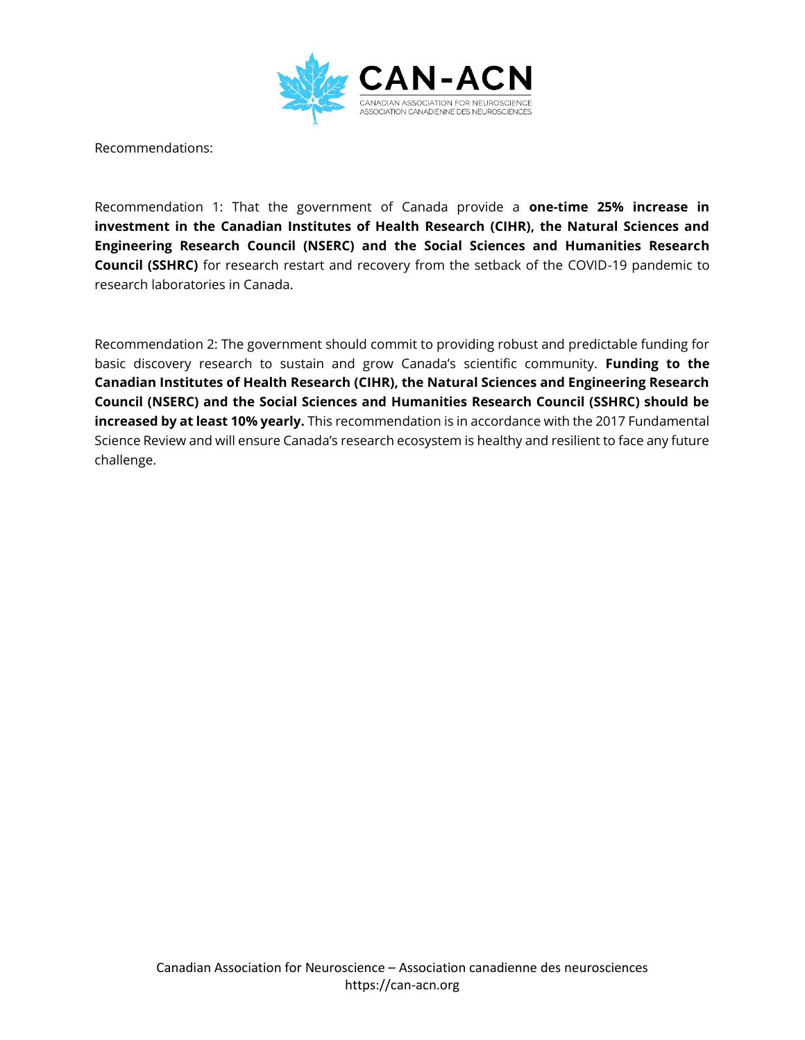Recommendations:

Recommendation 1: That the government of Canada provide a **one-time 25% increase in investment in the Canadian Institutes of Health Research (CIHR), the Natural Sciences and Engineering Research Council (NSERC) and the Social Sciences and Humanities Research Council (SSHRC)** for research restart and recovery from the setback of the COVID-19 pandemic to research laboratories in Canada.

Recommendation 2: The government should commit to providing robust and predictable funding for basic discovery research to sustain and grow Canada's scientific community. **Funding to the Canadian Institutes of Health Research (CIHR), the Natural Sciences and Engineering Research Council (NSERC) and the Social Sciences and Humanities Research Council (SSHRC) should be increased by at least 10% yearly.** This recommendation is in accordance with the 2017 Fundamental Science Review and will ensure Canada's research ecosystem is healthy and resilient to face any future challenge.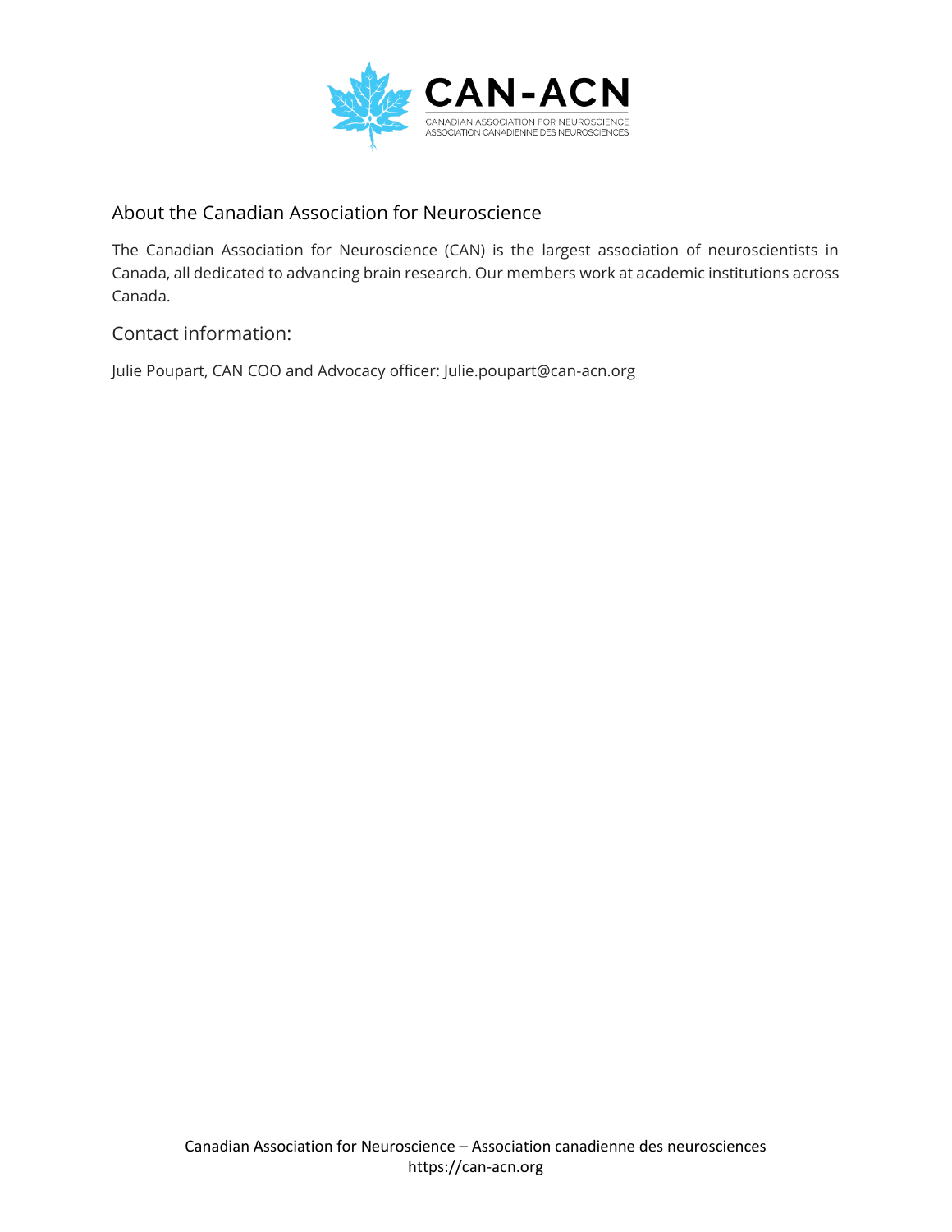## About the Canadian Association for Neuroscience

The Canadian Association for Neuroscience (CAN) is the largest association of neuroscientists in Canada, all dedicated to advancing brain research. Our members work at academic institutions across Canada.

## Contact information:

Julie Poupart, CAN COO and Advocacy officer: Julie.poupart@can-acn.org